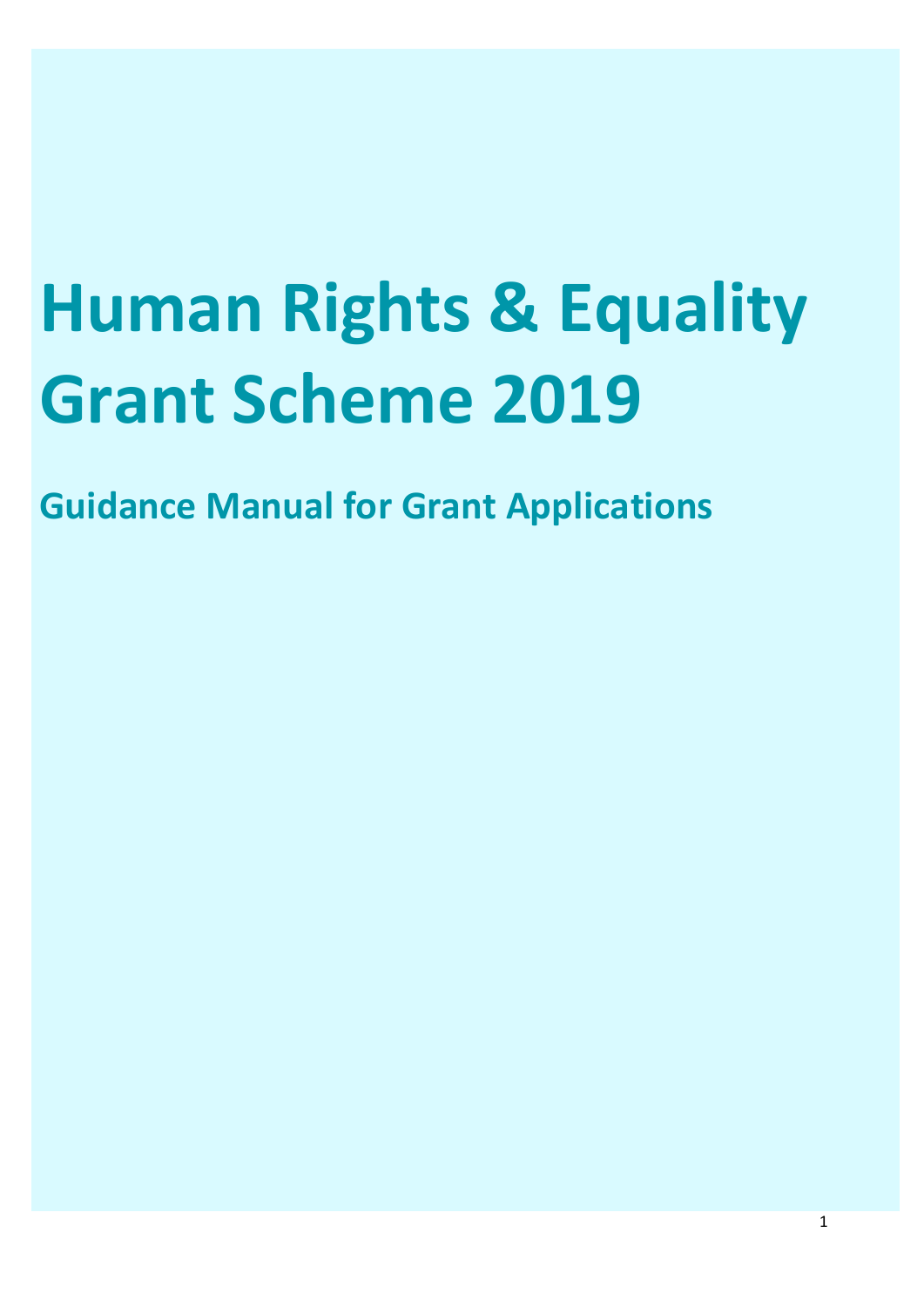# Human Rights & Equality Grant Scheme 2019

## Guidance Manual for Grant Applications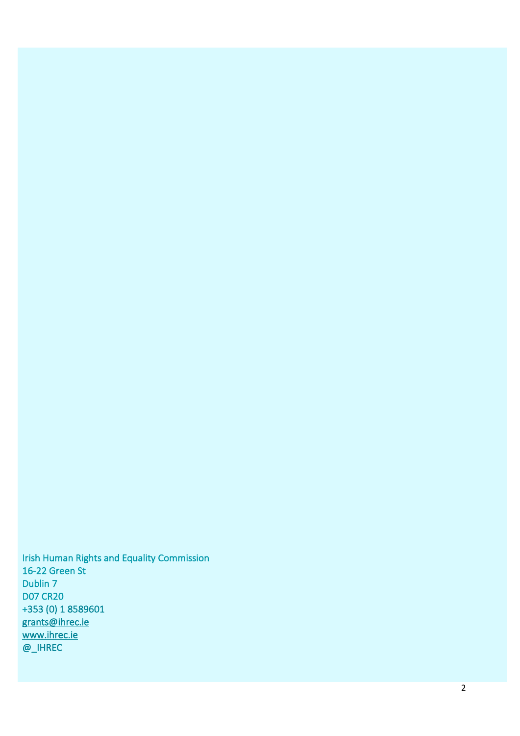Irish Human Rights and Equality Commission
16-22 Green St
Dublin 7
D07 CR20
+353 (0) 1 8589601
grants@ihrec.ie
www.ihrec.ie
@_IHREC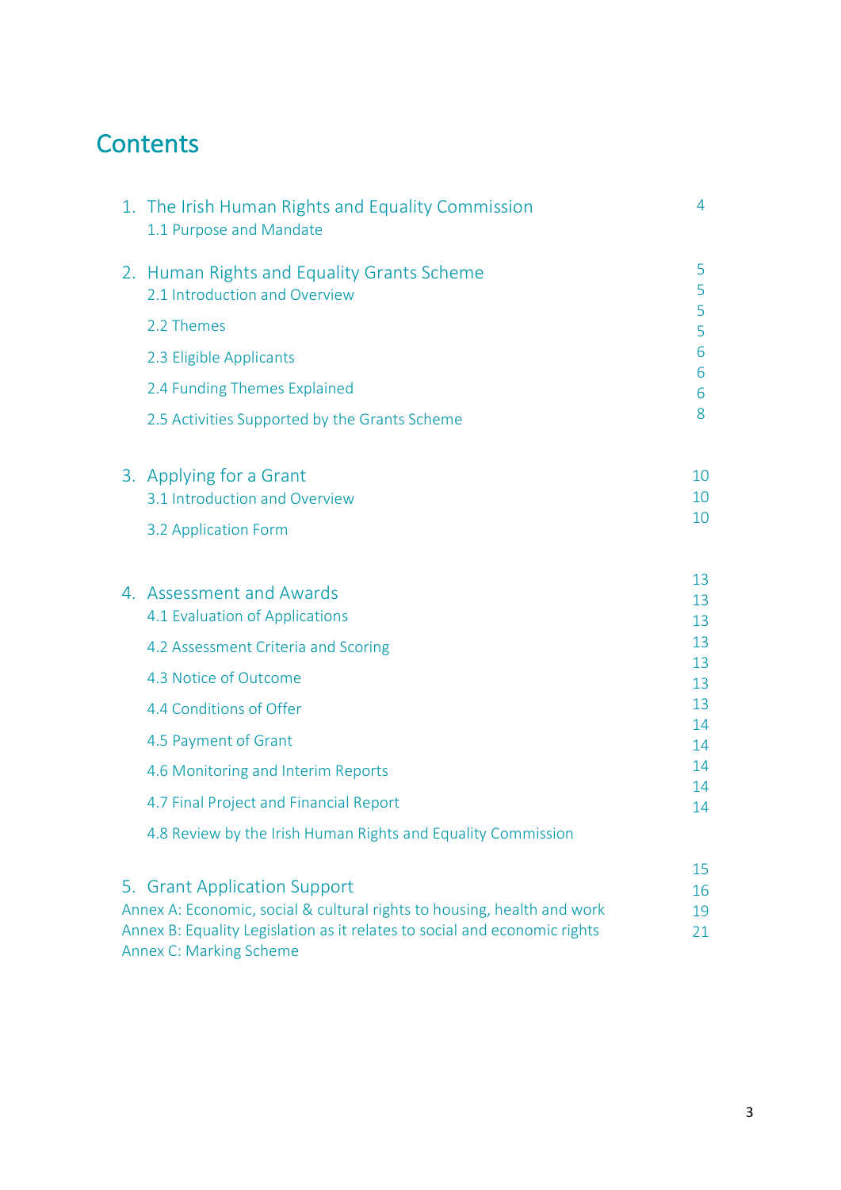# Contents

| | |
|---|---|
| 1. The Irish Human Rights and Equality Commission | 4 |
| 1.1 Purpose and Mandate | |
| 2. Human Rights and Equality Grants Scheme | 5 |
| 2.1 Introduction and Overview | 5 |
| 2.2 Themes | 5 |
| 2.3 Eligible Applicants | 6 |
| 2.4 Funding Themes Explained | 6 |
| 2.5 Activities Supported by the Grants Scheme | 8 |
| 3. Applying for a Grant | 10 |
| 3.1 Introduction and Overview | 10 |
| 3.2 Application Form | 10 |
| 4. Assessment and Awards | 13 |
| 4.1 Evaluation of Applications | 13 |
| 4.2 Assessment Criteria and Scoring | 13 |
| 4.3 Notice of Outcome | 13 |
| 4.4 Conditions of Offer | 13 |
| 4.5 Payment of Grant | 14 |
| 4.6 Monitoring and Interim Reports | 14 |
| 4.7 Final Project and Financial Report | 14 |
| 4.8 Review by the Irish Human Rights and Equality Commission | 14 |
| 5. Grant Application Support | 15 |
| Annex A: Economic, social & cultural rights to housing, health and work | 16 |
| Annex B: Equality Legislation as it relates to social and economic rights | 19 |
| Annex C: Marking Scheme | 21 |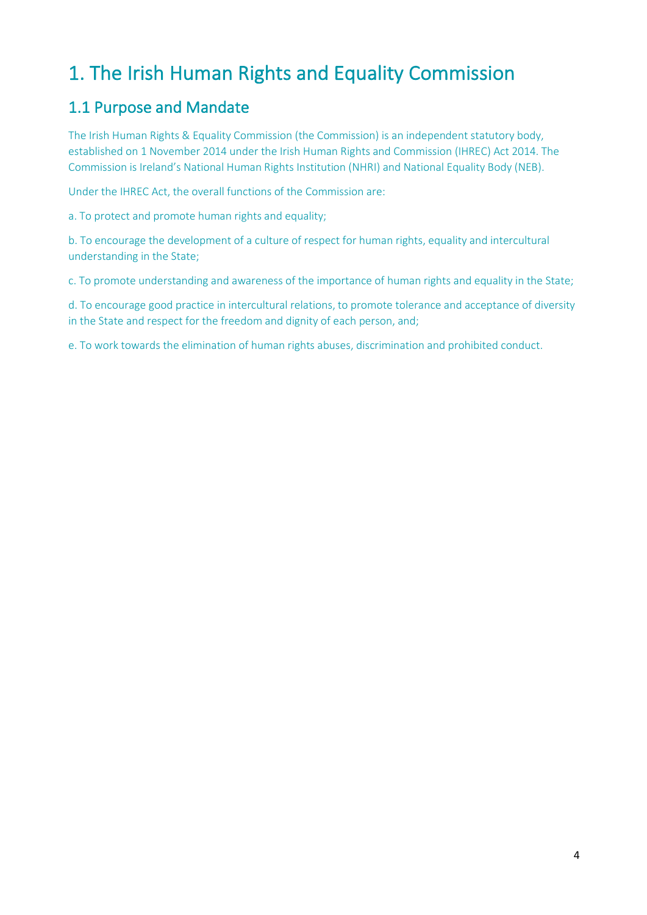# 1. The Irish Human Rights and Equality Commission

## 1.1 Purpose and Mandate

The Irish Human Rights & Equality Commission (the Commission) is an independent statutory body, established on 1 November 2014 under the Irish Human Rights and Commission (IHREC) Act 2014. The Commission is Ireland's National Human Rights Institution (NHRI) and National Equality Body (NEB).

Under the IHREC Act, the overall functions of the Commission are:

a. To protect and promote human rights and equality;

b. To encourage the development of a culture of respect for human rights, equality and intercultural understanding in the State;

c. To promote understanding and awareness of the importance of human rights and equality in the State;

d. To encourage good practice in intercultural relations, to promote tolerance and acceptance of diversity in the State and respect for the freedom and dignity of each person, and;

e. To work towards the elimination of human rights abuses, discrimination and prohibited conduct.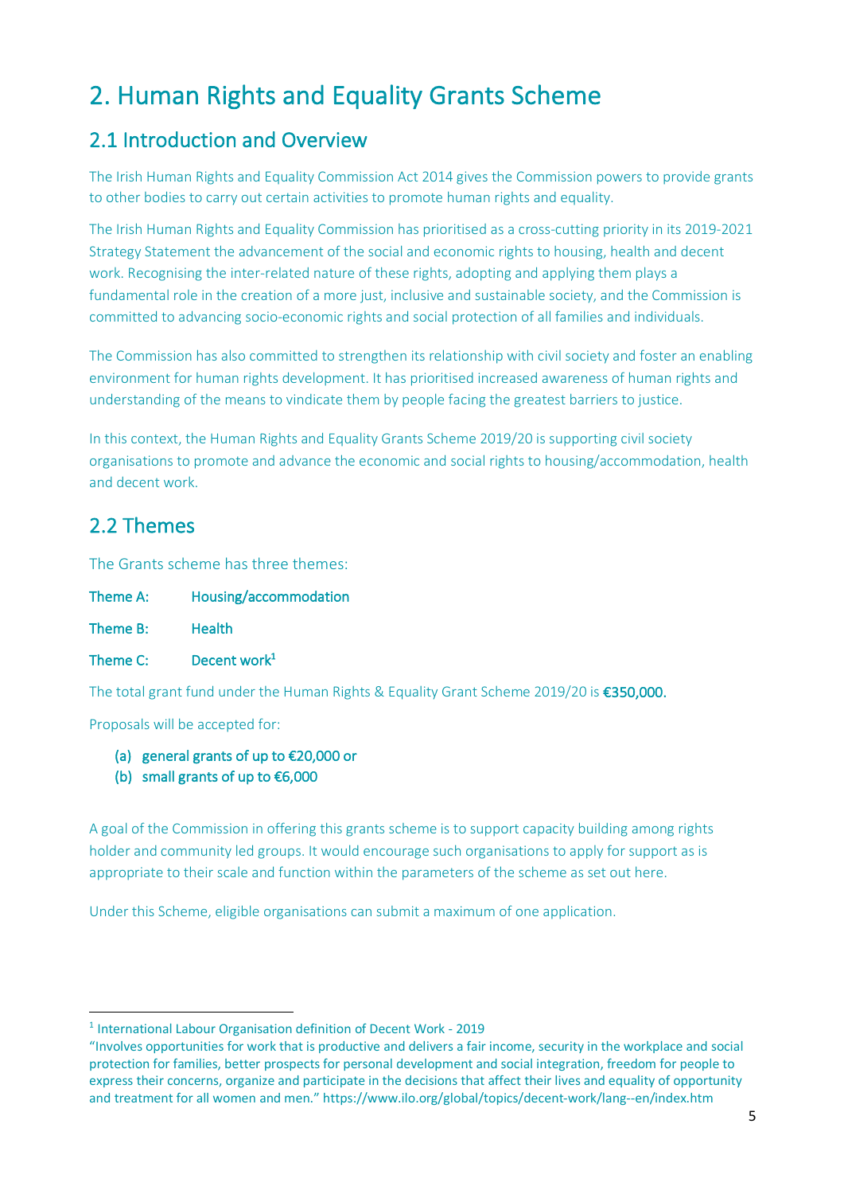# 2. Human Rights and Equality Grants Scheme

## 2.1 Introduction and Overview

The Irish Human Rights and Equality Commission Act 2014 gives the Commission powers to provide grants to other bodies to carry out certain activities to promote human rights and equality.

The Irish Human Rights and Equality Commission has prioritised as a cross-cutting priority in its 2019-2021 Strategy Statement the advancement of the social and economic rights to housing, health and decent work. Recognising the inter-related nature of these rights, adopting and applying them plays a fundamental role in the creation of a more just, inclusive and sustainable society, and the Commission is committed to advancing socio-economic rights and social protection of all families and individuals.

The Commission has also committed to strengthen its relationship with civil society and foster an enabling environment for human rights development. It has prioritised increased awareness of human rights and understanding of the means to vindicate them by people facing the greatest barriers to justice.

In this context, the Human Rights and Equality Grants Scheme 2019/20 is supporting civil society organisations to promote and advance the economic and social rights to housing/accommodation, health and decent work.

## 2.2 Themes

The Grants scheme has three themes:

**Theme A:** **Housing/accommodation**

**Theme B:** **Health**

**Theme C:** **Decent work**[1]

The total grant fund under the Human Rights & Equality Grant Scheme 2019/20 is **€350,000.**

Proposals will be accepted for:

(a) **general grants of up to €20,000 or**
(b) **small grants of up to €6,000**

A goal of the Commission in offering this grants scheme is to support capacity building among rights holder and community led groups. It would encourage such organisations to apply for support as is appropriate to their scale and function within the parameters of the scheme as set out here.

Under this Scheme, eligible organisations can submit a maximum of one application.

---

[1] International Labour Organisation definition of Decent Work - 2019
"Involves opportunities for work that is productive and delivers a fair income, security in the workplace and social protection for families, better prospects for personal development and social integration, freedom for people to express their concerns, organize and participate in the decisions that affect their lives and equality of opportunity and treatment for all women and men." https://www.ilo.org/global/topics/decent-work/lang--en/index.htm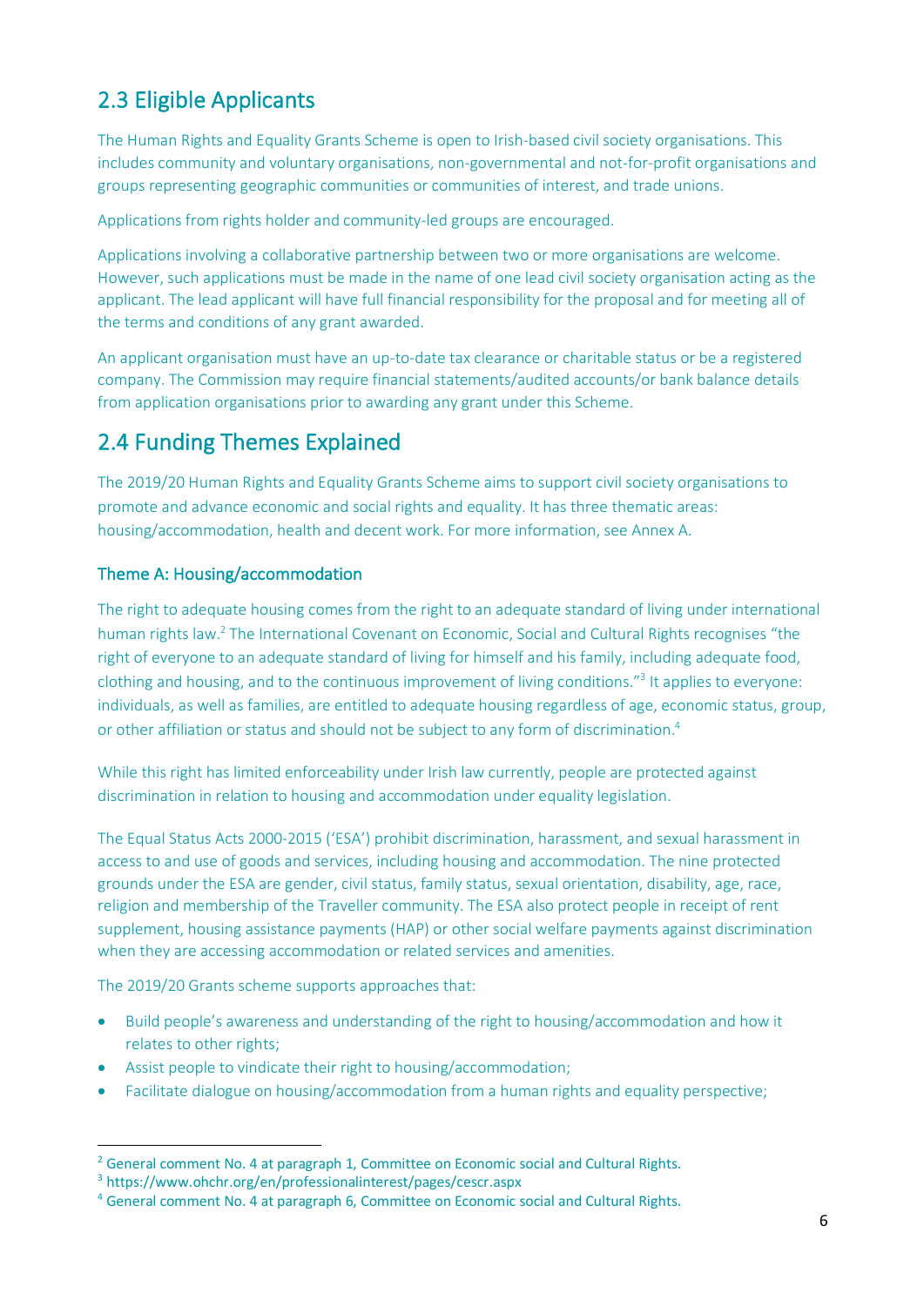## 2.3 Eligible Applicants

The Human Rights and Equality Grants Scheme is open to Irish-based civil society organisations. This includes community and voluntary organisations, non-governmental and not-for-profit organisations and groups representing geographic communities or communities of interest, and trade unions.

Applications from rights holder and community-led groups are encouraged.

Applications involving a collaborative partnership between two or more organisations are welcome. However, such applications must be made in the name of one lead civil society organisation acting as the applicant. The lead applicant will have full financial responsibility for the proposal and for meeting all of the terms and conditions of any grant awarded.

An applicant organisation must have an up-to-date tax clearance or charitable status or be a registered company. The Commission may require financial statements/audited accounts/or bank balance details from application organisations prior to awarding any grant under this Scheme.

## 2.4 Funding Themes Explained

The 2019/20 Human Rights and Equality Grants Scheme aims to support civil society organisations to promote and advance economic and social rights and equality. It has three thematic areas: housing/accommodation, health and decent work. For more information, see Annex A.

### Theme A: Housing/accommodation

The right to adequate housing comes from the right to an adequate standard of living under international human rights law.[2] The International Covenant on Economic, Social and Cultural Rights recognises "the right of everyone to an adequate standard of living for himself and his family, including adequate food, clothing and housing, and to the continuous improvement of living conditions."[3] It applies to everyone: individuals, as well as families, are entitled to adequate housing regardless of age, economic status, group, or other affiliation or status and should not be subject to any form of discrimination.[4]

While this right has limited enforceability under Irish law currently, people are protected against discrimination in relation to housing and accommodation under equality legislation.

The Equal Status Acts 2000-2015 ('ESA') prohibit discrimination, harassment, and sexual harassment in access to and use of goods and services, including housing and accommodation. The nine protected grounds under the ESA are gender, civil status, family status, sexual orientation, disability, age, race, religion and membership of the Traveller community. The ESA also protect people in receipt of rent supplement, housing assistance payments (HAP) or other social welfare payments against discrimination when they are accessing accommodation or related services and amenities.

The 2019/20 Grants scheme supports approaches that:

- Build people's awareness and understanding of the right to housing/accommodation and how it relates to other rights;
- Assist people to vindicate their right to housing/accommodation;
- Facilitate dialogue on housing/accommodation from a human rights and equality perspective;

---

[2] General comment No. 4 at paragraph 1, Committee on Economic social and Cultural Rights.

[3] https://www.ohchr.org/en/professionalinterest/pages/cescr.aspx

[4] General comment No. 4 at paragraph 6, Committee on Economic social and Cultural Rights.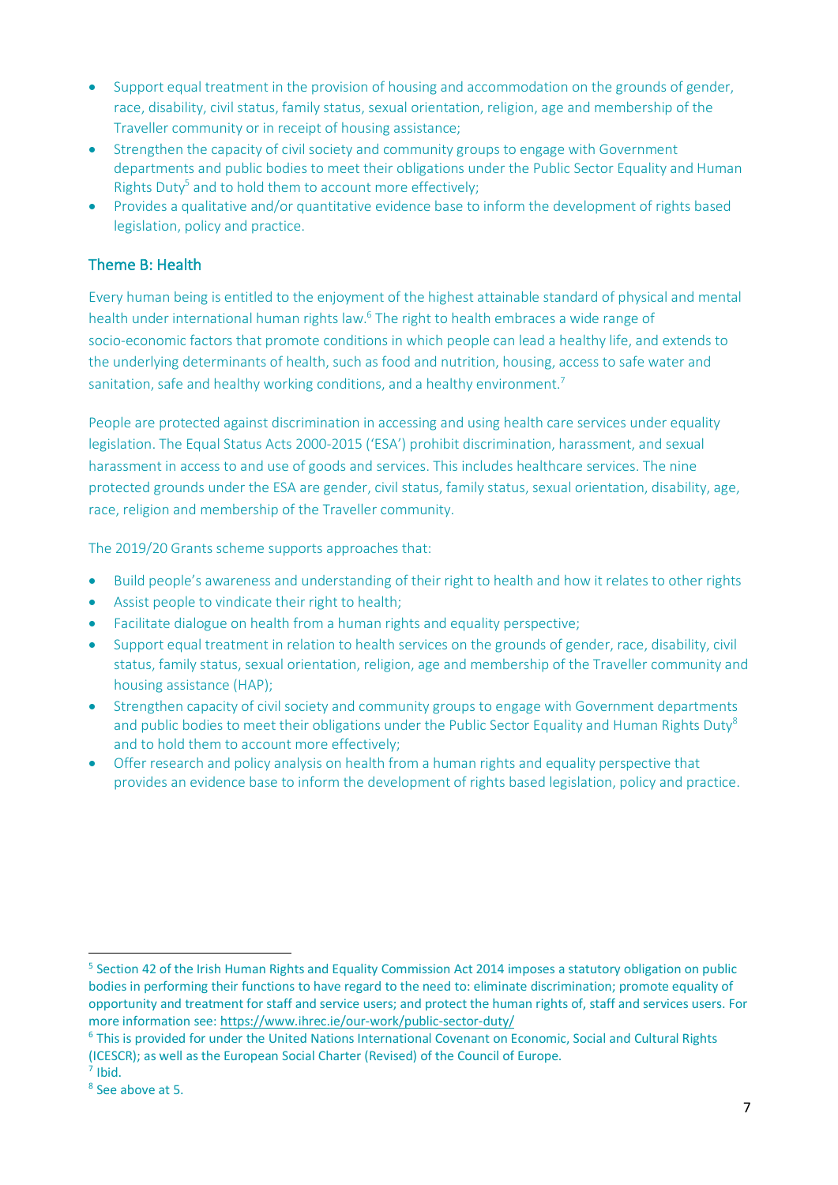- Support equal treatment in the provision of housing and accommodation on the grounds of gender, race, disability, civil status, family status, sexual orientation, religion, age and membership of the Traveller community or in receipt of housing assistance;
- Strengthen the capacity of civil society and community groups to engage with Government departments and public bodies to meet their obligations under the Public Sector Equality and Human Rights Duty[5] and to hold them to account more effectively;
- Provides a qualitative and/or quantitative evidence base to inform the development of rights based legislation, policy and practice.

## Theme B: Health

Every human being is entitled to the enjoyment of the highest attainable standard of physical and mental health under international human rights law.[6] The right to health embraces a wide range of socio-economic factors that promote conditions in which people can lead a healthy life, and extends to the underlying determinants of health, such as food and nutrition, housing, access to safe water and sanitation, safe and healthy working conditions, and a healthy environment.[7]

People are protected against discrimination in accessing and using health care services under equality legislation. The Equal Status Acts 2000-2015 ('ESA') prohibit discrimination, harassment, and sexual harassment in access to and use of goods and services. This includes healthcare services. The nine protected grounds under the ESA are gender, civil status, family status, sexual orientation, disability, age, race, religion and membership of the Traveller community.

The 2019/20 Grants scheme supports approaches that:

- Build people's awareness and understanding of their right to health and how it relates to other rights
- Assist people to vindicate their right to health;
- Facilitate dialogue on health from a human rights and equality perspective;
- Support equal treatment in relation to health services on the grounds of gender, race, disability, civil status, family status, sexual orientation, religion, age and membership of the Traveller community and housing assistance (HAP);
- Strengthen capacity of civil society and community groups to engage with Government departments and public bodies to meet their obligations under the Public Sector Equality and Human Rights Duty[8] and to hold them to account more effectively;
- Offer research and policy analysis on health from a human rights and equality perspective that provides an evidence base to inform the development of rights based legislation, policy and practice.

---

[5] Section 42 of the Irish Human Rights and Equality Commission Act 2014 imposes a statutory obligation on public bodies in performing their functions to have regard to the need to: eliminate discrimination; promote equality of opportunity and treatment for staff and service users; and protect the human rights of, staff and services users. For more information see: https://www.ihrec.ie/our-work/public-sector-duty/

[6] This is provided for under the United Nations International Covenant on Economic, Social and Cultural Rights (ICESCR); as well as the European Social Charter (Revised) of the Council of Europe.

[7] Ibid.

[8] See above at 5.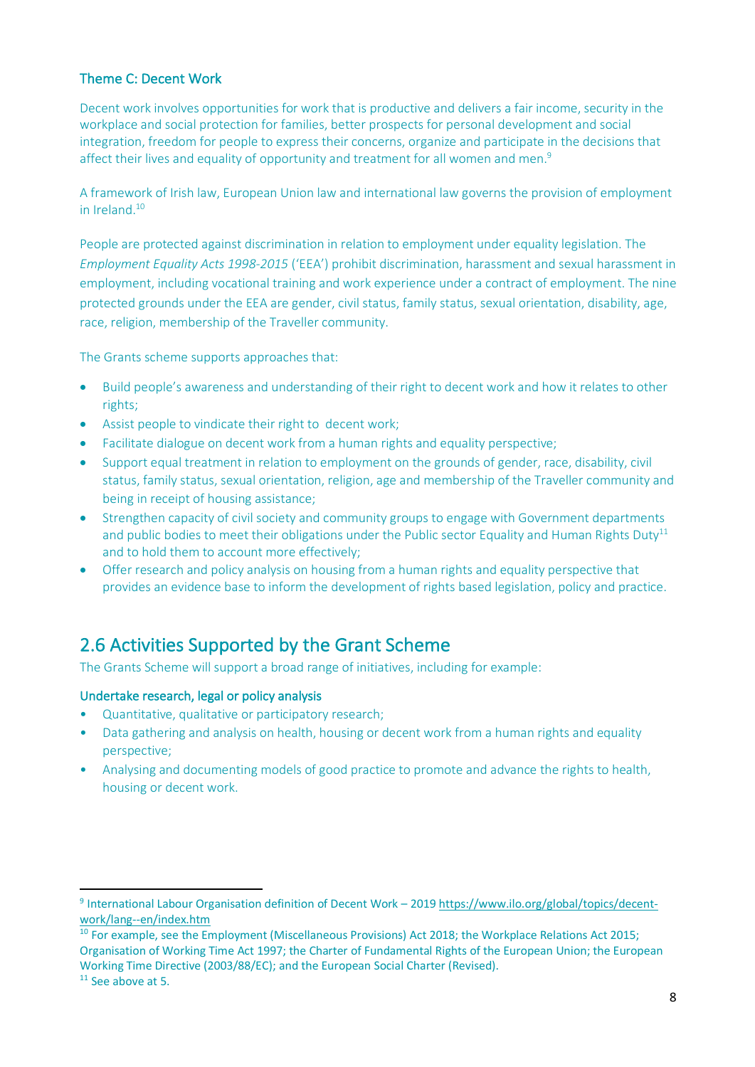### Theme C: Decent Work

Decent work involves opportunities for work that is productive and delivers a fair income, security in the workplace and social protection for families, better prospects for personal development and social integration, freedom for people to express their concerns, organize and participate in the decisions that affect their lives and equality of opportunity and treatment for all women and men.[9]

A framework of Irish law, European Union law and international law governs the provision of employment in Ireland.[10]

People are protected against discrimination in relation to employment under equality legislation. The *Employment Equality Acts 1998-2015* ('EEA') prohibit discrimination, harassment and sexual harassment in employment, including vocational training and work experience under a contract of employment. The nine protected grounds under the EEA are gender, civil status, family status, sexual orientation, disability, age, race, religion, membership of the Traveller community.

The Grants scheme supports approaches that:

- Build people's awareness and understanding of their right to decent work and how it relates to other rights;
- Assist people to vindicate their right to decent work;
- Facilitate dialogue on decent work from a human rights and equality perspective;
- Support equal treatment in relation to employment on the grounds of gender, race, disability, civil status, family status, sexual orientation, religion, age and membership of the Traveller community and being in receipt of housing assistance;
- Strengthen capacity of civil society and community groups to engage with Government departments and public bodies to meet their obligations under the Public sector Equality and Human Rights Duty[11] and to hold them to account more effectively;
- Offer research and policy analysis on housing from a human rights and equality perspective that provides an evidence base to inform the development of rights based legislation, policy and practice.

## 2.6 Activities Supported by the Grant Scheme

The Grants Scheme will support a broad range of initiatives, including for example:

### Undertake research, legal or policy analysis

- Quantitative, qualitative or participatory research;
- Data gathering and analysis on health, housing or decent work from a human rights and equality perspective;
- Analysing and documenting models of good practice to promote and advance the rights to health, housing or decent work.

---

[9] International Labour Organisation definition of Decent Work – 2019 https://www.ilo.org/global/topics/decent-work/lang--en/index.htm

[10] For example, see the Employment (Miscellaneous Provisions) Act 2018; the Workplace Relations Act 2015; Organisation of Working Time Act 1997; the Charter of Fundamental Rights of the European Union; the European Working Time Directive (2003/88/EC); and the European Social Charter (Revised).

[11] See above at 5.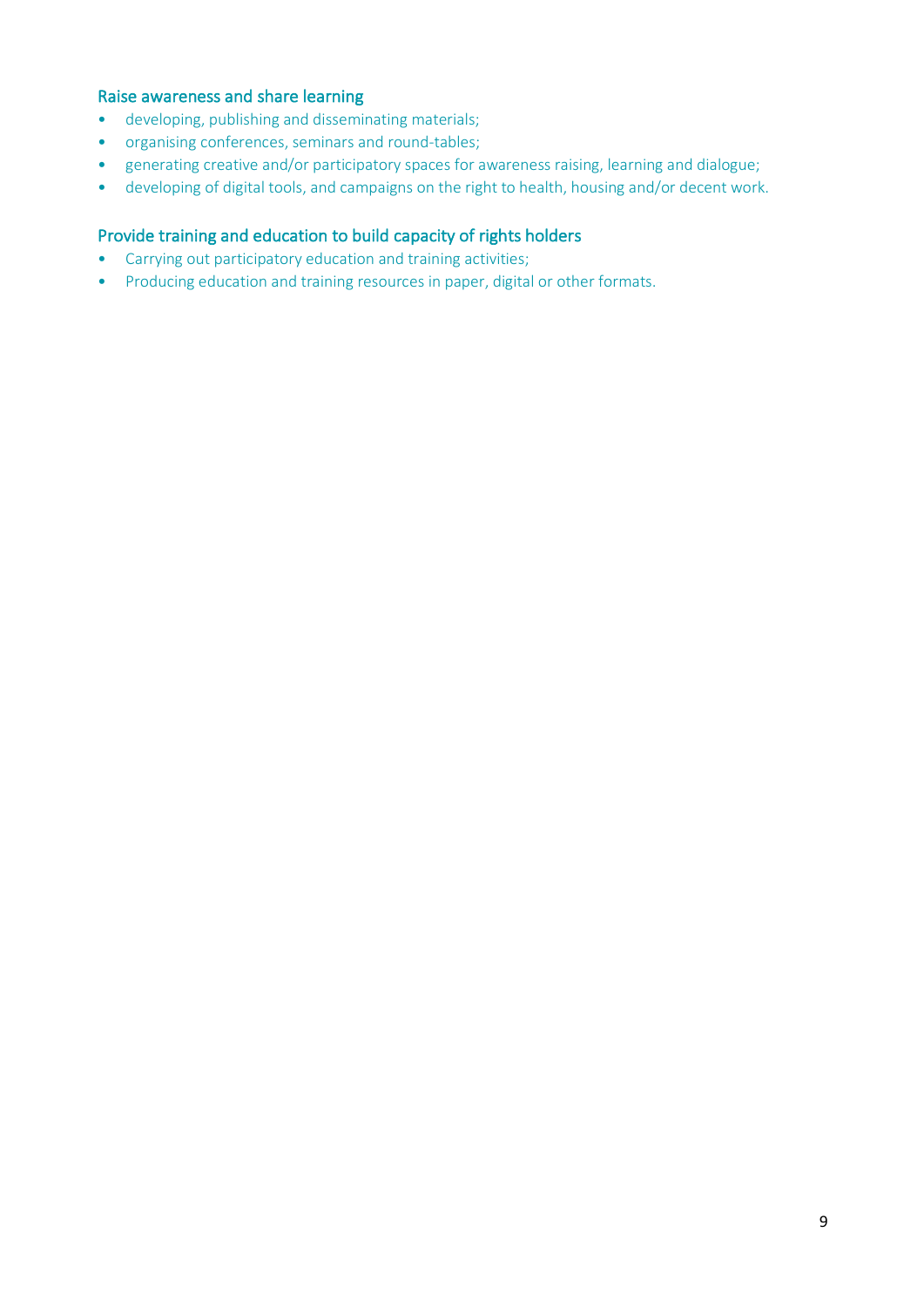### Raise awareness and share learning

- developing, publishing and disseminating materials;
- organising conferences, seminars and round-tables;
- generating creative and/or participatory spaces for awareness raising, learning and dialogue;
- developing of digital tools, and campaigns on the right to health, housing and/or decent work.

### Provide training and education to build capacity of rights holders

- Carrying out participatory education and training activities;
- Producing education and training resources in paper, digital or other formats.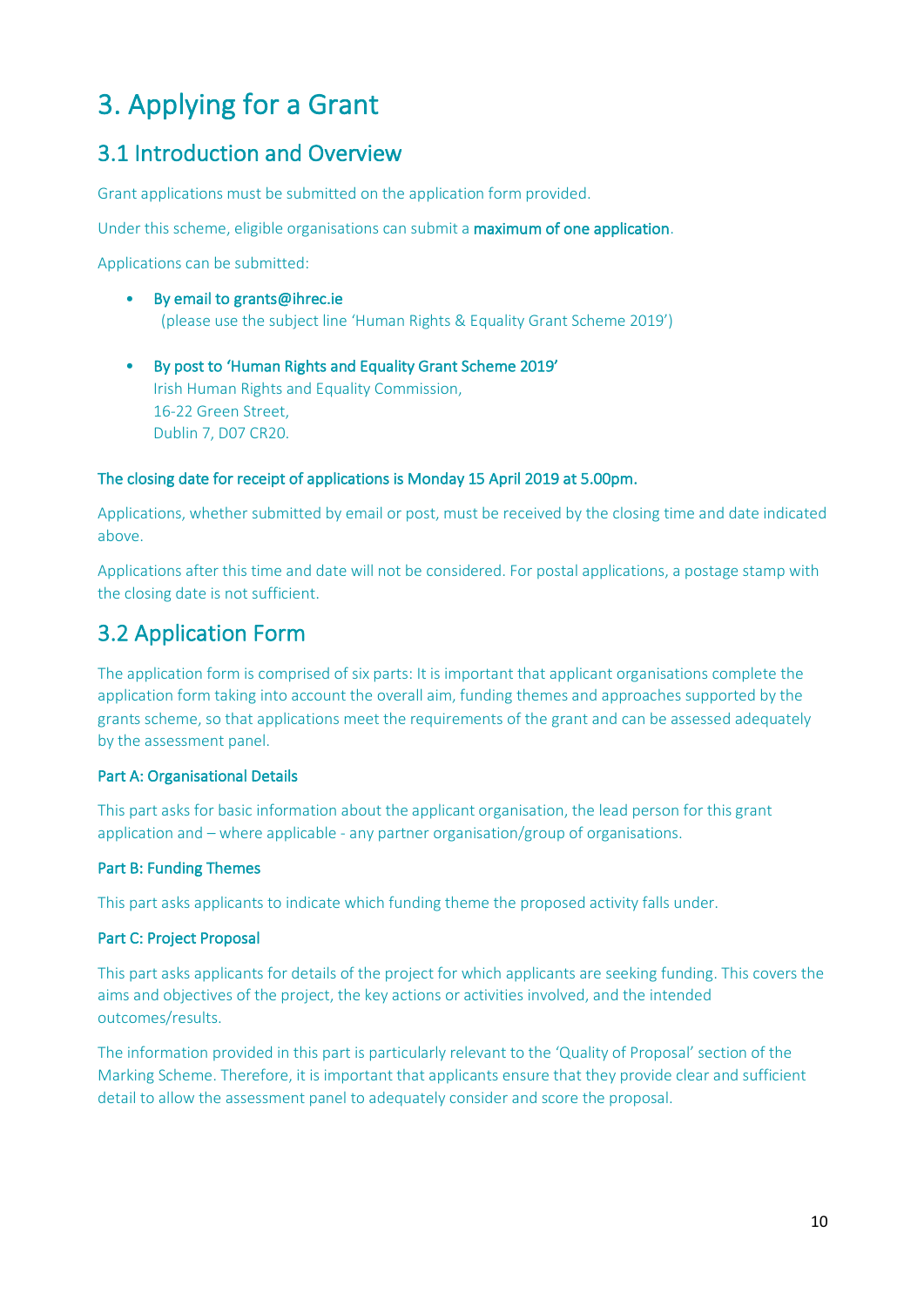# 3. Applying for a Grant

## 3.1 Introduction and Overview

Grant applications must be submitted on the application form provided.

Under this scheme, eligible organisations can submit a **maximum of one application**.

Applications can be submitted:

- **By email to grants@ihrec.ie**
  (please use the subject line 'Human Rights & Equality Grant Scheme 2019')

- **By post to 'Human Rights and Equality Grant Scheme 2019'**
  Irish Human Rights and Equality Commission,
  16-22 Green Street,
  Dublin 7, D07 CR20.

**The closing date for receipt of applications is Monday 15 April 2019 at 5.00pm.**

Applications, whether submitted by email or post, must be received by the closing time and date indicated above.

Applications after this time and date will not be considered. For postal applications, a postage stamp with the closing date is not sufficient.

## 3.2 Application Form

The application form is comprised of six parts: It is important that applicant organisations complete the application form taking into account the overall aim, funding themes and approaches supported by the grants scheme, so that applications meet the requirements of the grant and can be assessed adequately by the assessment panel.

#### Part A: Organisational Details

This part asks for basic information about the applicant organisation, the lead person for this grant application and – where applicable - any partner organisation/group of organisations.

#### Part B: Funding Themes

This part asks applicants to indicate which funding theme the proposed activity falls under.

#### Part C: Project Proposal

This part asks applicants for details of the project for which applicants are seeking funding. This covers the aims and objectives of the project, the key actions or activities involved, and the intended outcomes/results.

The information provided in this part is particularly relevant to the 'Quality of Proposal' section of the Marking Scheme. Therefore, it is important that applicants ensure that they provide clear and sufficient detail to allow the assessment panel to adequately consider and score the proposal.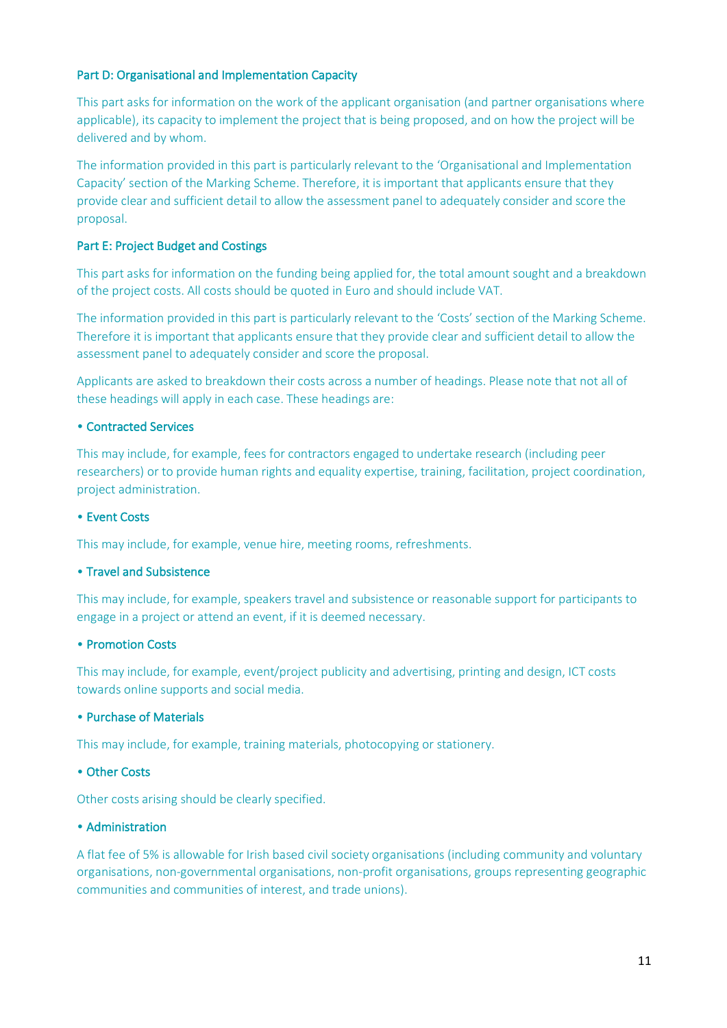### Part D: Organisational and Implementation Capacity

This part asks for information on the work of the applicant organisation (and partner organisations where applicable), its capacity to implement the project that is being proposed, and on how the project will be delivered and by whom.

The information provided in this part is particularly relevant to the 'Organisational and Implementation Capacity' section of the Marking Scheme. Therefore, it is important that applicants ensure that they provide clear and sufficient detail to allow the assessment panel to adequately consider and score the proposal.

### Part E: Project Budget and Costings

This part asks for information on the funding being applied for, the total amount sought and a breakdown of the project costs. All costs should be quoted in Euro and should include VAT.

The information provided in this part is particularly relevant to the 'Costs' section of the Marking Scheme. Therefore it is important that applicants ensure that they provide clear and sufficient detail to allow the assessment panel to adequately consider and score the proposal.

Applicants are asked to breakdown their costs across a number of headings. Please note that not all of these headings will apply in each case. These headings are:

- **Contracted Services**

This may include, for example, fees for contractors engaged to undertake research (including peer researchers) or to provide human rights and equality expertise, training, facilitation, project coordination, project administration.

- **Event Costs**

This may include, for example, venue hire, meeting rooms, refreshments.

- **Travel and Subsistence**

This may include, for example, speakers travel and subsistence or reasonable support for participants to engage in a project or attend an event, if it is deemed necessary.

- **Promotion Costs**

This may include, for example, event/project publicity and advertising, printing and design, ICT costs towards online supports and social media.

- **Purchase of Materials**

This may include, for example, training materials, photocopying or stationery.

- **Other Costs**

Other costs arising should be clearly specified.

- **Administration**

A flat fee of 5% is allowable for Irish based civil society organisations (including community and voluntary organisations, non-governmental organisations, non-profit organisations, groups representing geographic communities and communities of interest, and trade unions).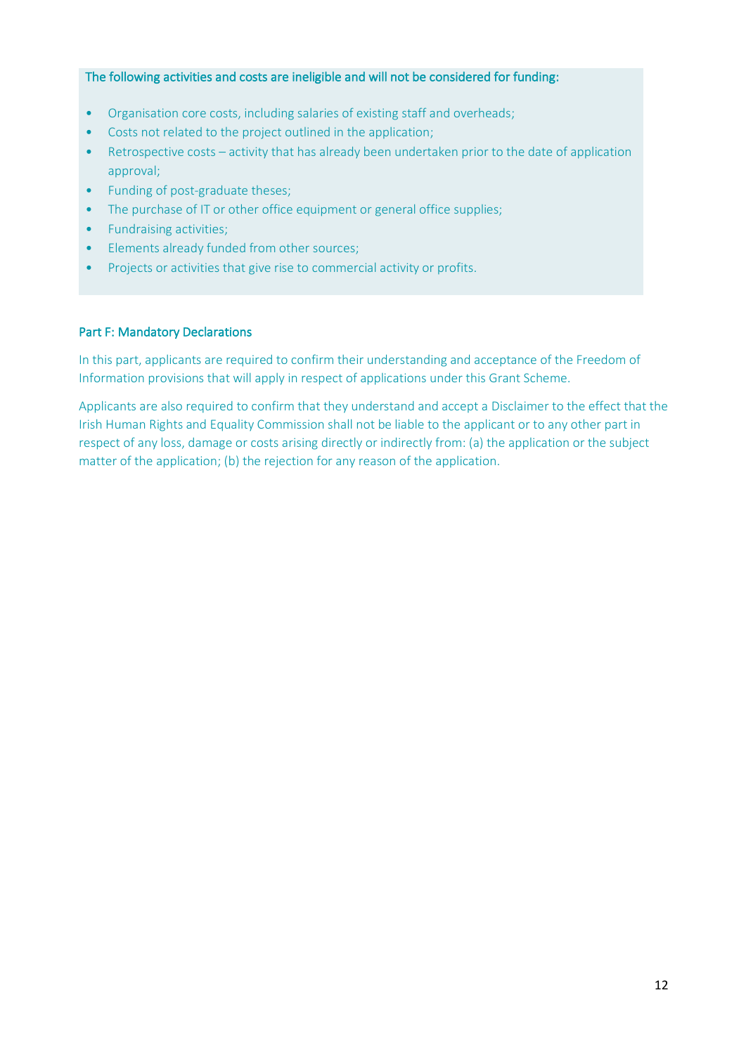**The following activities and costs are ineligible and will not be considered for funding:**

- Organisation core costs, including salaries of existing staff and overheads;
- Costs not related to the project outlined in the application;
- Retrospective costs – activity that has already been undertaken prior to the date of application approval;
- Funding of post-graduate theses;
- The purchase of IT or other office equipment or general office supplies;
- Fundraising activities;
- Elements already funded from other sources;
- Projects or activities that give rise to commercial activity or profits.

### Part F: Mandatory Declarations

In this part, applicants are required to confirm their understanding and acceptance of the Freedom of Information provisions that will apply in respect of applications under this Grant Scheme.

Applicants are also required to confirm that they understand and accept a Disclaimer to the effect that the Irish Human Rights and Equality Commission shall not be liable to the applicant or to any other part in respect of any loss, damage or costs arising directly or indirectly from: (a) the application or the subject matter of the application; (b) the rejection for any reason of the application.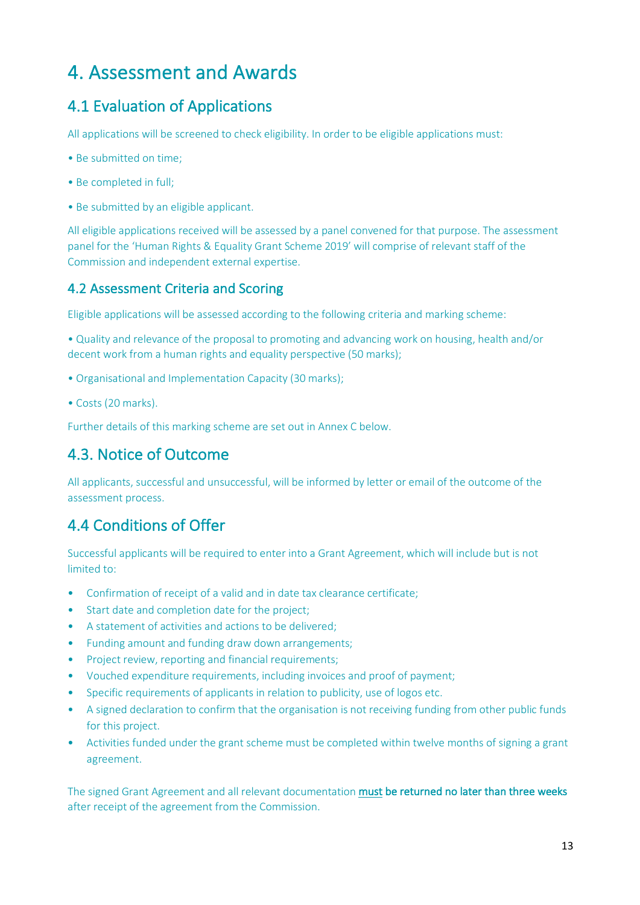# 4. Assessment and Awards

## 4.1 Evaluation of Applications

All applications will be screened to check eligibility. In order to be eligible applications must:

- Be submitted on time;
- Be completed in full;
- Be submitted by an eligible applicant.

All eligible applications received will be assessed by a panel convened for that purpose. The assessment panel for the 'Human Rights & Equality Grant Scheme 2019' will comprise of relevant staff of the Commission and independent external expertise.

### 4.2 Assessment Criteria and Scoring

Eligible applications will be assessed according to the following criteria and marking scheme:

- Quality and relevance of the proposal to promoting and advancing work on housing, health and/or decent work from a human rights and equality perspective (50 marks);
- Organisational and Implementation Capacity (30 marks);
- Costs (20 marks).

Further details of this marking scheme are set out in Annex C below.

## 4.3. Notice of Outcome

All applicants, successful and unsuccessful, will be informed by letter or email of the outcome of the assessment process.

## 4.4 Conditions of Offer

Successful applicants will be required to enter into a Grant Agreement, which will include but is not limited to:

- Confirmation of receipt of a valid and in date tax clearance certificate;
- Start date and completion date for the project;
- A statement of activities and actions to be delivered;
- Funding amount and funding draw down arrangements;
- Project review, reporting and financial requirements;
- Vouched expenditure requirements, including invoices and proof of payment;
- Specific requirements of applicants in relation to publicity, use of logos etc.
- A signed declaration to confirm that the organisation is not receiving funding from other public funds for this project.
- Activities funded under the grant scheme must be completed within twelve months of signing a grant agreement.

The signed Grant Agreement and all relevant documentation **must be returned no later than three weeks** after receipt of the agreement from the Commission.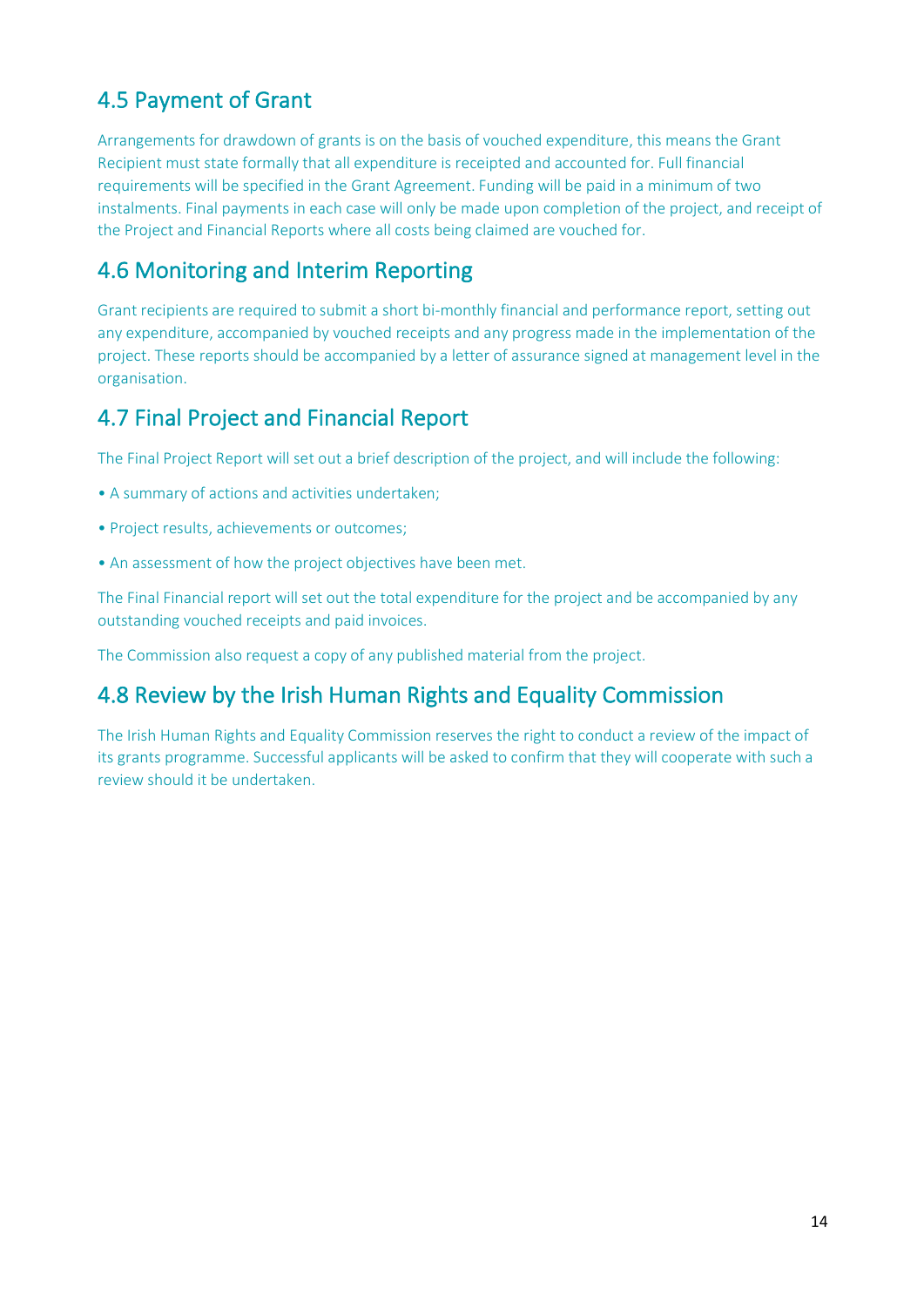## 4.5 Payment of Grant

Arrangements for drawdown of grants is on the basis of vouched expenditure, this means the Grant Recipient must state formally that all expenditure is receipted and accounted for. Full financial requirements will be specified in the Grant Agreement. Funding will be paid in a minimum of two instalments. Final payments in each case will only be made upon completion of the project, and receipt of the Project and Financial Reports where all costs being claimed are vouched for.

## 4.6 Monitoring and Interim Reporting

Grant recipients are required to submit a short bi-monthly financial and performance report, setting out any expenditure, accompanied by vouched receipts and any progress made in the implementation of the project. These reports should be accompanied by a letter of assurance signed at management level in the organisation.

## 4.7 Final Project and Financial Report

The Final Project Report will set out a brief description of the project, and will include the following:

- A summary of actions and activities undertaken;
- Project results, achievements or outcomes;
- An assessment of how the project objectives have been met.

The Final Financial report will set out the total expenditure for the project and be accompanied by any outstanding vouched receipts and paid invoices.

The Commission also request a copy of any published material from the project.

## 4.8 Review by the Irish Human Rights and Equality Commission

The Irish Human Rights and Equality Commission reserves the right to conduct a review of the impact of its grants programme. Successful applicants will be asked to confirm that they will cooperate with such a review should it be undertaken.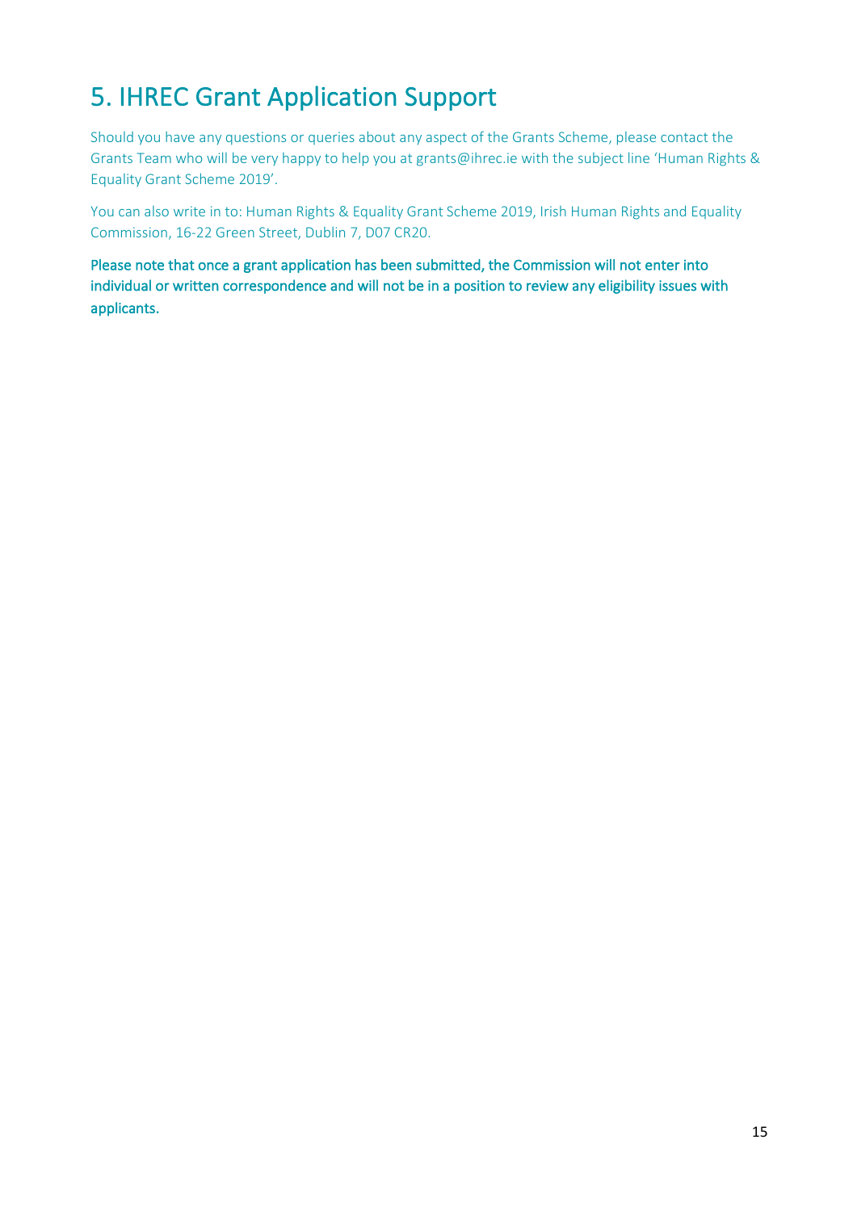# 5. IHREC Grant Application Support

Should you have any questions or queries about any aspect of the Grants Scheme, please contact the Grants Team who will be very happy to help you at grants@ihrec.ie with the subject line 'Human Rights & Equality Grant Scheme 2019'.

You can also write in to: Human Rights & Equality Grant Scheme 2019, Irish Human Rights and Equality Commission, 16-22 Green Street, Dublin 7, D07 CR20.

**Please note that once a grant application has been submitted, the Commission will not enter into individual or written correspondence and will not be in a position to review any eligibility issues with applicants.**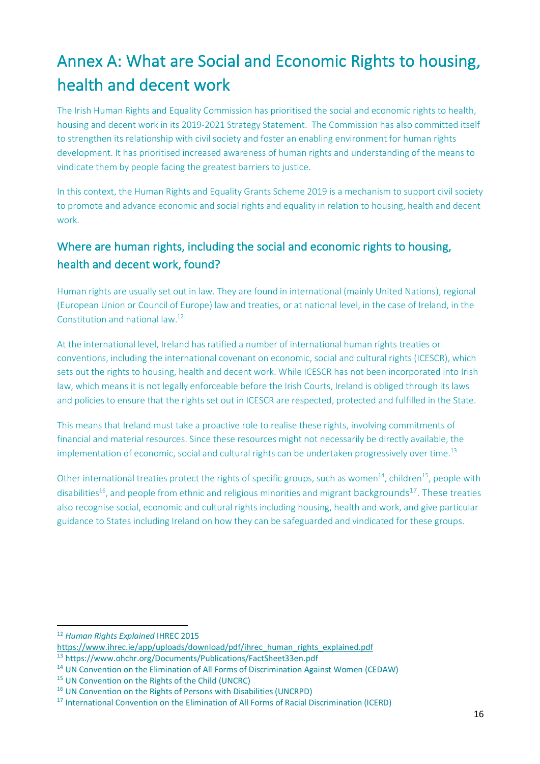# Annex A: What are Social and Economic Rights to housing, health and decent work

The Irish Human Rights and Equality Commission has prioritised the social and economic rights to health, housing and decent work in its 2019-2021 Strategy Statement. The Commission has also committed itself to strengthen its relationship with civil society and foster an enabling environment for human rights development. It has prioritised increased awareness of human rights and understanding of the means to vindicate them by people facing the greatest barriers to justice.

In this context, the Human Rights and Equality Grants Scheme 2019 is a mechanism to support civil society to promote and advance economic and social rights and equality in relation to housing, health and decent work.

## Where are human rights, including the social and economic rights to housing, health and decent work, found?

Human rights are usually set out in law. They are found in international (mainly United Nations), regional (European Union or Council of Europe) law and treaties, or at national level, in the case of Ireland, in the Constitution and national law.[12]

At the international level, Ireland has ratified a number of international human rights treaties or conventions, including the international covenant on economic, social and cultural rights (ICESCR), which sets out the rights to housing, health and decent work. While ICESCR has not been incorporated into Irish law, which means it is not legally enforceable before the Irish Courts, Ireland is obliged through its laws and policies to ensure that the rights set out in ICESCR are respected, protected and fulfilled in the State.

This means that Ireland must take a proactive role to realise these rights, involving commitments of financial and material resources. Since these resources might not necessarily be directly available, the implementation of economic, social and cultural rights can be undertaken progressively over time.[13]

Other international treaties protect the rights of specific groups, such as women[14], children[15], people with disabilities[16], and people from ethnic and religious minorities and migrant backgrounds[17]. These treaties also recognise social, economic and cultural rights including housing, health and work, and give particular guidance to States including Ireland on how they can be safeguarded and vindicated for these groups.

---

[12] *Human Rights Explained* IHREC 2015 https://www.ihrec.ie/app/uploads/download/pdf/ihrec_human_rights_explained.pdf

[13] https://www.ohchr.org/Documents/Publications/FactSheet33en.pdf

[14] UN Convention on the Elimination of All Forms of Discrimination Against Women (CEDAW)

[15] UN Convention on the Rights of the Child (UNCRC)

[16] UN Convention on the Rights of Persons with Disabilities (UNCRPD)

[17] International Convention on the Elimination of All Forms of Racial Discrimination (ICERD)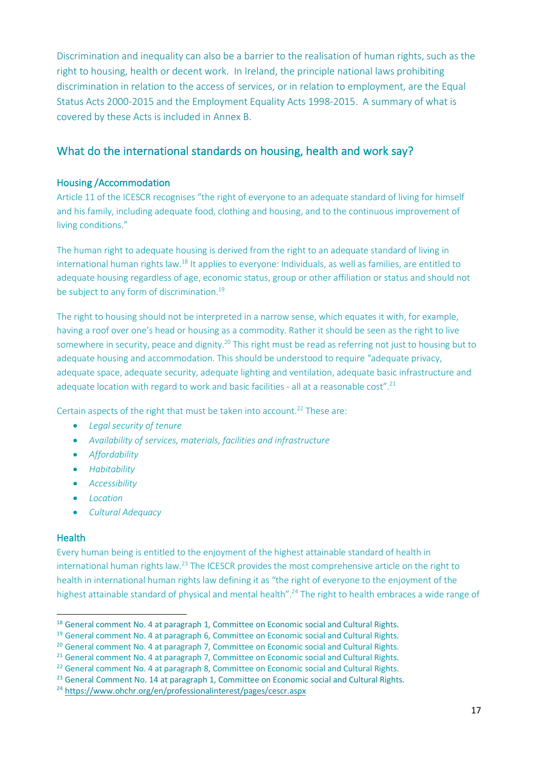Discrimination and inequality can also be a barrier to the realisation of human rights, such as the right to housing, health or decent work. In Ireland, the principle national laws prohibiting discrimination in relation to the access of services, or in relation to employment, are the Equal Status Acts 2000-2015 and the Employment Equality Acts 1998-2015. A summary of what is covered by these Acts is included in Annex B.

## What do the international standards on housing, health and work say?

### Housing /Accommodation

Article 11 of the ICESCR recognises "the right of everyone to an adequate standard of living for himself and his family, including adequate food, clothing and housing, and to the continuous improvement of living conditions."

The human right to adequate housing is derived from the right to an adequate standard of living in international human rights law.[18] It applies to everyone: Individuals, as well as families, are entitled to adequate housing regardless of age, economic status, group or other affiliation or status and should not be subject to any form of discrimination.[19]

The right to housing should not be interpreted in a narrow sense, which equates it with, for example, having a roof over one's head or housing as a commodity. Rather it should be seen as the right to live somewhere in security, peace and dignity.[20] This right must be read as referring not just to housing but to adequate housing and accommodation. This should be understood to require "adequate privacy, adequate space, adequate security, adequate lighting and ventilation, adequate basic infrastructure and adequate location with regard to work and basic facilities - all at a reasonable cost".[21]

Certain aspects of the right that must be taken into account.[22] These are:

- *Legal security of tenure*
- *Availability of services, materials, facilities and infrastructure*
- *Affordability*
- *Habitability*
- *Accessibility*
- *Location*
- *Cultural Adequacy*

### Health

Every human being is entitled to the enjoyment of the highest attainable standard of health in international human rights law.[23] The ICESCR provides the most comprehensive article on the right to health in international human rights law defining it as "the right of everyone to the enjoyment of the highest attainable standard of physical and mental health".[24] The right to health embraces a wide range of

---

[18] General comment No. 4 at paragraph 1, Committee on Economic social and Cultural Rights.
[19] General comment No. 4 at paragraph 6, Committee on Economic social and Cultural Rights.
[20] General comment No. 4 at paragraph 7, Committee on Economic social and Cultural Rights.
[21] General comment No. 4 at paragraph 7, Committee on Economic social and Cultural Rights.
[22] General comment No. 4 at paragraph 8, Committee on Economic social and Cultural Rights.
[23] General Comment No. 14 at paragraph 1, Committee on Economic social and Cultural Rights.
[24] https://www.ohchr.org/en/professionalinterest/pages/cescr.aspx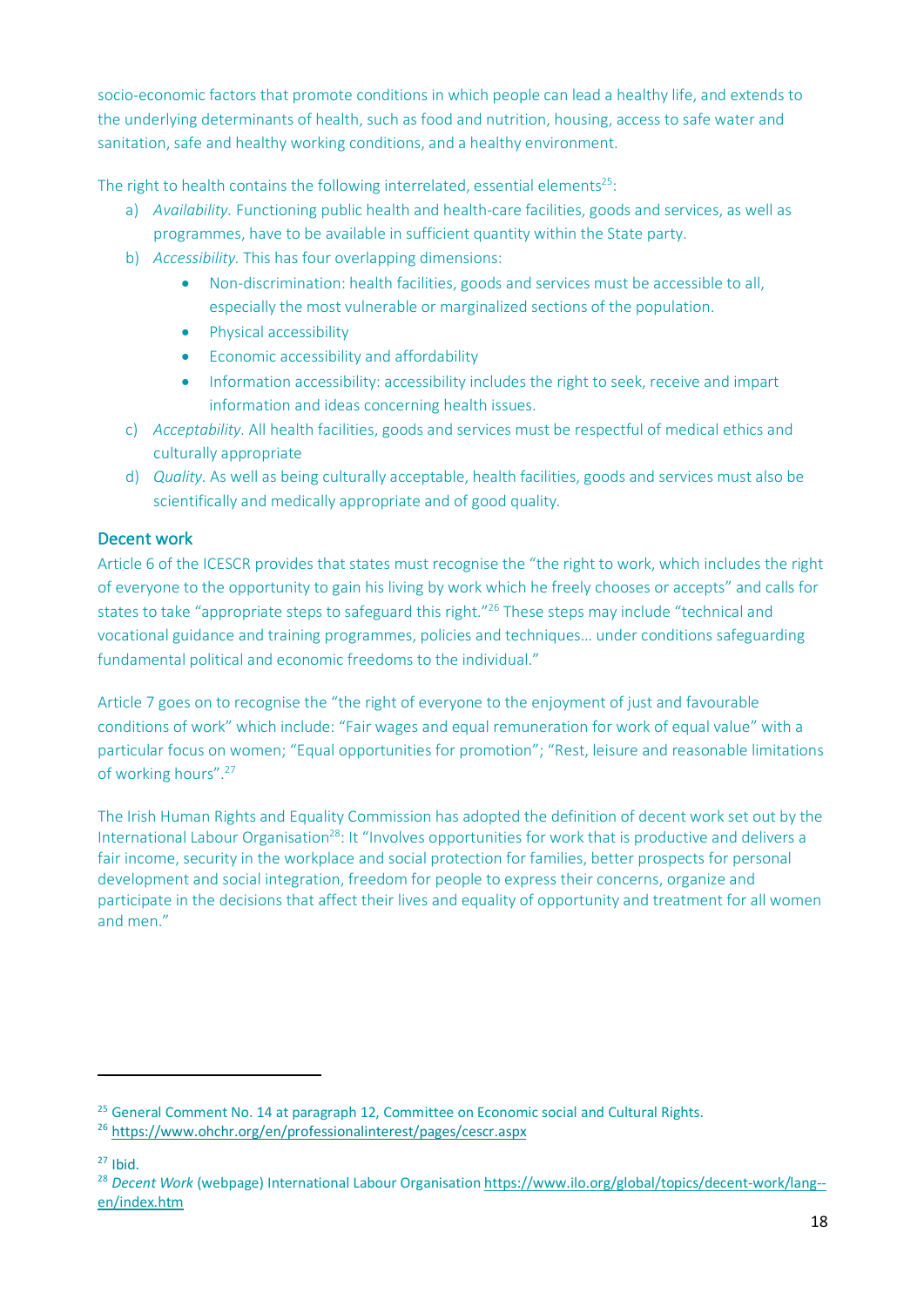socio-economic factors that promote conditions in which people can lead a healthy life, and extends to the underlying determinants of health, such as food and nutrition, housing, access to safe water and sanitation, safe and healthy working conditions, and a healthy environment.

The right to health contains the following interrelated, essential elements[25]:

a) *Availability.* Functioning public health and health-care facilities, goods and services, as well as programmes, have to be available in sufficient quantity within the State party.
b) *Accessibility.* This has four overlapping dimensions:
    - Non-discrimination: health facilities, goods and services must be accessible to all, especially the most vulnerable or marginalized sections of the population.
    - Physical accessibility
    - Economic accessibility and affordability
    - Information accessibility: accessibility includes the right to seek, receive and impart information and ideas concerning health issues.
c) *Acceptability*. All health facilities, goods and services must be respectful of medical ethics and culturally appropriate
d) *Quality*. As well as being culturally acceptable, health facilities, goods and services must also be scientifically and medically appropriate and of good quality.

## Decent work

Article 6 of the ICESCR provides that states must recognise the "the right to work, which includes the right of everyone to the opportunity to gain his living by work which he freely chooses or accepts" and calls for states to take "appropriate steps to safeguard this right."[26] These steps may include "technical and vocational guidance and training programmes, policies and techniques… under conditions safeguarding fundamental political and economic freedoms to the individual."

Article 7 goes on to recognise the "the right of everyone to the enjoyment of just and favourable conditions of work" which include: "Fair wages and equal remuneration for work of equal value" with a particular focus on women; "Equal opportunities for promotion"; "Rest, leisure and reasonable limitations of working hours".[27]

The Irish Human Rights and Equality Commission has adopted the definition of decent work set out by the International Labour Organisation[28]: It "Involves opportunities for work that is productive and delivers a fair income, security in the workplace and social protection for families, better prospects for personal development and social integration, freedom for people to express their concerns, organize and participate in the decisions that affect their lives and equality of opportunity and treatment for all women and men."

---

[25] General Comment No. 14 at paragraph 12, Committee on Economic social and Cultural Rights.

[26] https://www.ohchr.org/en/professionalinterest/pages/cescr.aspx

[27] Ibid.

[28] *Decent Work* (webpage) International Labour Organisation https://www.ilo.org/global/topics/decent-work/lang--en/index.htm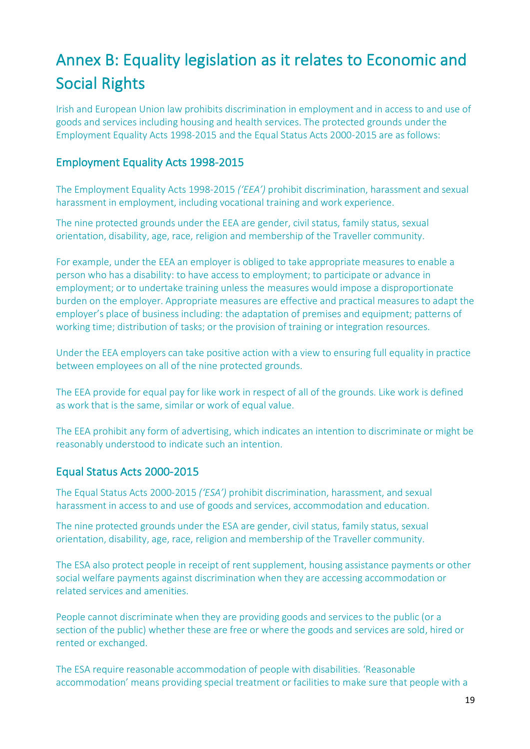# Annex B: Equality legislation as it relates to Economic and Social Rights

Irish and European Union law prohibits discrimination in employment and in access to and use of goods and services including housing and health services. The protected grounds under the Employment Equality Acts 1998-2015 and the Equal Status Acts 2000-2015 are as follows:

## Employment Equality Acts 1998-2015

The Employment Equality Acts 1998-2015 *('EEA')* prohibit discrimination, harassment and sexual harassment in employment, including vocational training and work experience.

The nine protected grounds under the EEA are gender, civil status, family status, sexual orientation, disability, age, race, religion and membership of the Traveller community.

For example, under the EEA an employer is obliged to take appropriate measures to enable a person who has a disability: to have access to employment; to participate or advance in employment; or to undertake training unless the measures would impose a disproportionate burden on the employer. Appropriate measures are effective and practical measures to adapt the employer's place of business including: the adaptation of premises and equipment; patterns of working time; distribution of tasks; or the provision of training or integration resources.

Under the EEA employers can take positive action with a view to ensuring full equality in practice between employees on all of the nine protected grounds.

The EEA provide for equal pay for like work in respect of all of the grounds. Like work is defined as work that is the same, similar or work of equal value.

The EEA prohibit any form of advertising, which indicates an intention to discriminate or might be reasonably understood to indicate such an intention.

## Equal Status Acts 2000-2015

The Equal Status Acts 2000-2015 *('ESA')* prohibit discrimination, harassment, and sexual harassment in access to and use of goods and services, accommodation and education.

The nine protected grounds under the ESA are gender, civil status, family status, sexual orientation, disability, age, race, religion and membership of the Traveller community.

The ESA also protect people in receipt of rent supplement, housing assistance payments or other social welfare payments against discrimination when they are accessing accommodation or related services and amenities.

People cannot discriminate when they are providing goods and services to the public (or a section of the public) whether these are free or where the goods and services are sold, hired or rented or exchanged.

The ESA require reasonable accommodation of people with disabilities. 'Reasonable accommodation' means providing special treatment or facilities to make sure that people with a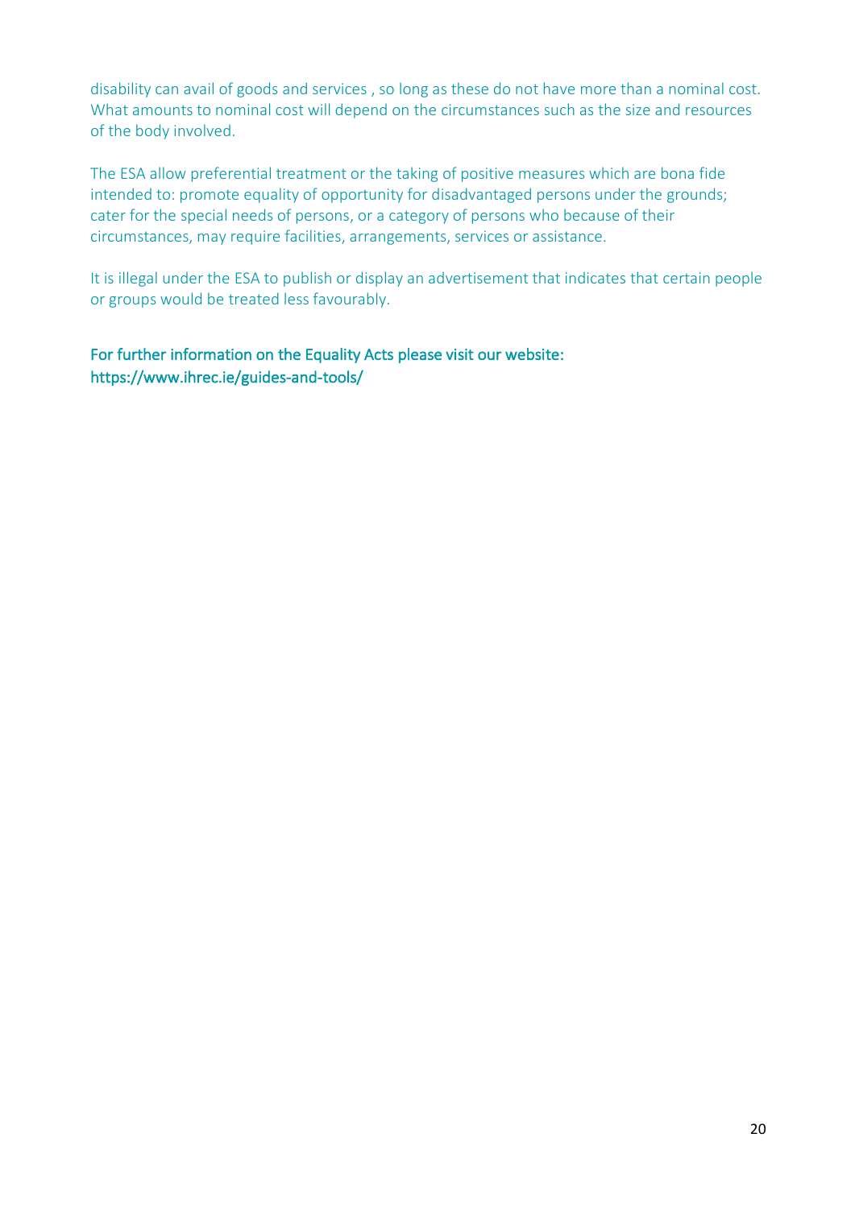disability can avail of goods and services , so long as these do not have more than a nominal cost. What amounts to nominal cost will depend on the circumstances such as the size and resources of the body involved.

The ESA allow preferential treatment or the taking of positive measures which are bona fide intended to: promote equality of opportunity for disadvantaged persons under the grounds; cater for the special needs of persons, or a category of persons who because of their circumstances, may require facilities, arrangements, services or assistance.

It is illegal under the ESA to publish or display an advertisement that indicates that certain people or groups would be treated less favourably.

For further information on the Equality Acts please visit our website: https://www.ihrec.ie/guides-and-tools/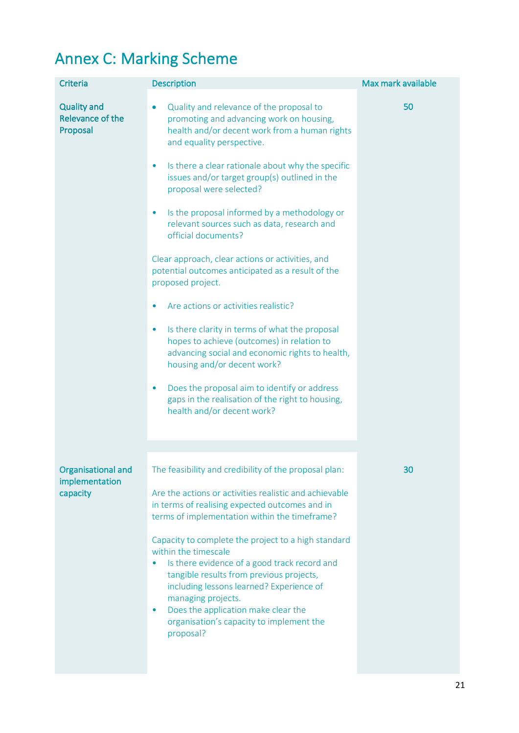# Annex C: Marking Scheme

| Criteria | Description | Max mark available |
|---|---|---|
| Quality and Relevance of the Proposal | • Quality and relevance of the proposal to promoting and advancing work on housing, health and/or decent work from a human rights and equality perspective.<br><br>• Is there a clear rationale about why the specific issues and/or target group(s) outlined in the proposal were selected?<br><br>• Is the proposal informed by a methodology or relevant sources such as data, research and official documents?<br><br>Clear approach, clear actions or activities, and potential outcomes anticipated as a result of the proposed project.<br><br>• Are actions or activities realistic?<br><br>• Is there clarity in terms of what the proposal hopes to achieve (outcomes) in relation to advancing social and economic rights to health, housing and/or decent work?<br><br>• Does the proposal aim to identify or address gaps in the realisation of the right to housing, health and/or decent work? | 50 |
| Organisational and implementation capacity | The feasibility and credibility of the proposal plan:<br><br>Are the actions or activities realistic and achievable in terms of realising expected outcomes and in terms of implementation within the timeframe?<br><br>Capacity to complete the project to a high standard within the timescale<br>• Is there evidence of a good track record and tangible results from previous projects, including lessons learned? Experience of managing projects.<br>• Does the application make clear the organisation's capacity to implement the proposal? | 30 |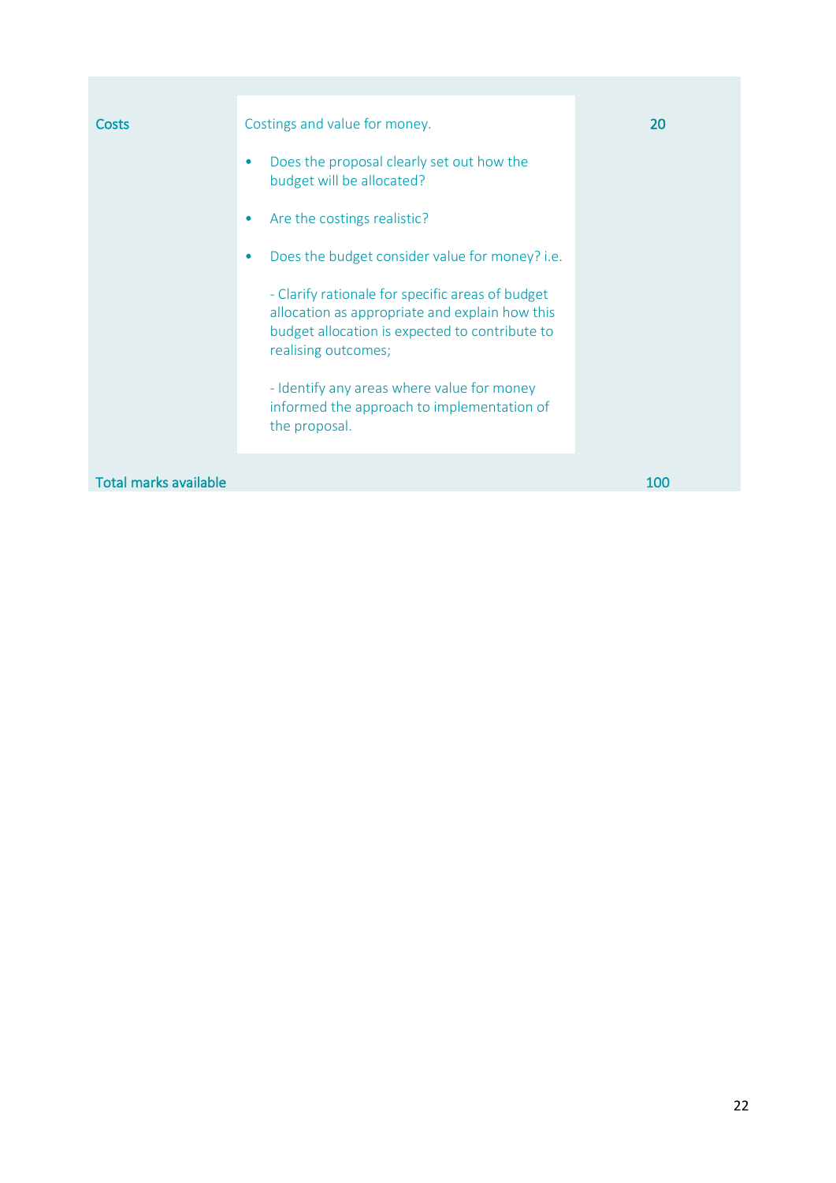| | | |
|---|---|---|
| Costs | Costings and value for money.<br><br>• Does the proposal clearly set out how the budget will be allocated?<br><br>• Are the costings realistic?<br><br>• Does the budget consider value for money? i.e.<br><br>- Clarify rationale for specific areas of budget allocation as appropriate and explain how this budget allocation is expected to contribute to realising outcomes;<br><br>- Identify any areas where value for money informed the approach to implementation of the proposal. | 20 |
| Total marks available | | 100 |